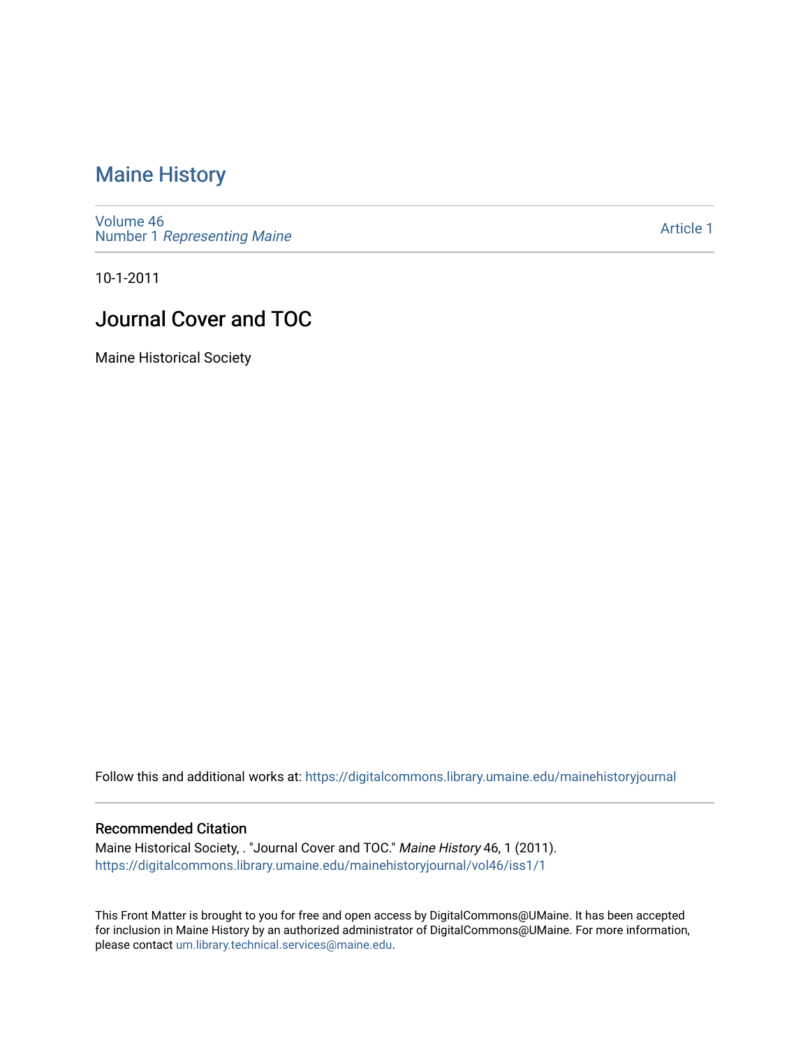# Maine History

Volume 46
Number 1 *Representing Maine*

Article 1

10-1-2011

## Journal Cover and TOC

Maine Historical Society

Follow this and additional works at: https://digitalcommons.library.umaine.edu/mainehistoryjournal

### Recommended Citation

Maine Historical Society, . "Journal Cover and TOC." *Maine History* 46, 1 (2011).
https://digitalcommons.library.umaine.edu/mainehistoryjournal/vol46/iss1/1

This Front Matter is brought to you for free and open access by DigitalCommons@UMaine. It has been accepted for inclusion in Maine History by an authorized administrator of DigitalCommons@UMaine. For more information, please contact um.library.technical.services@maine.edu.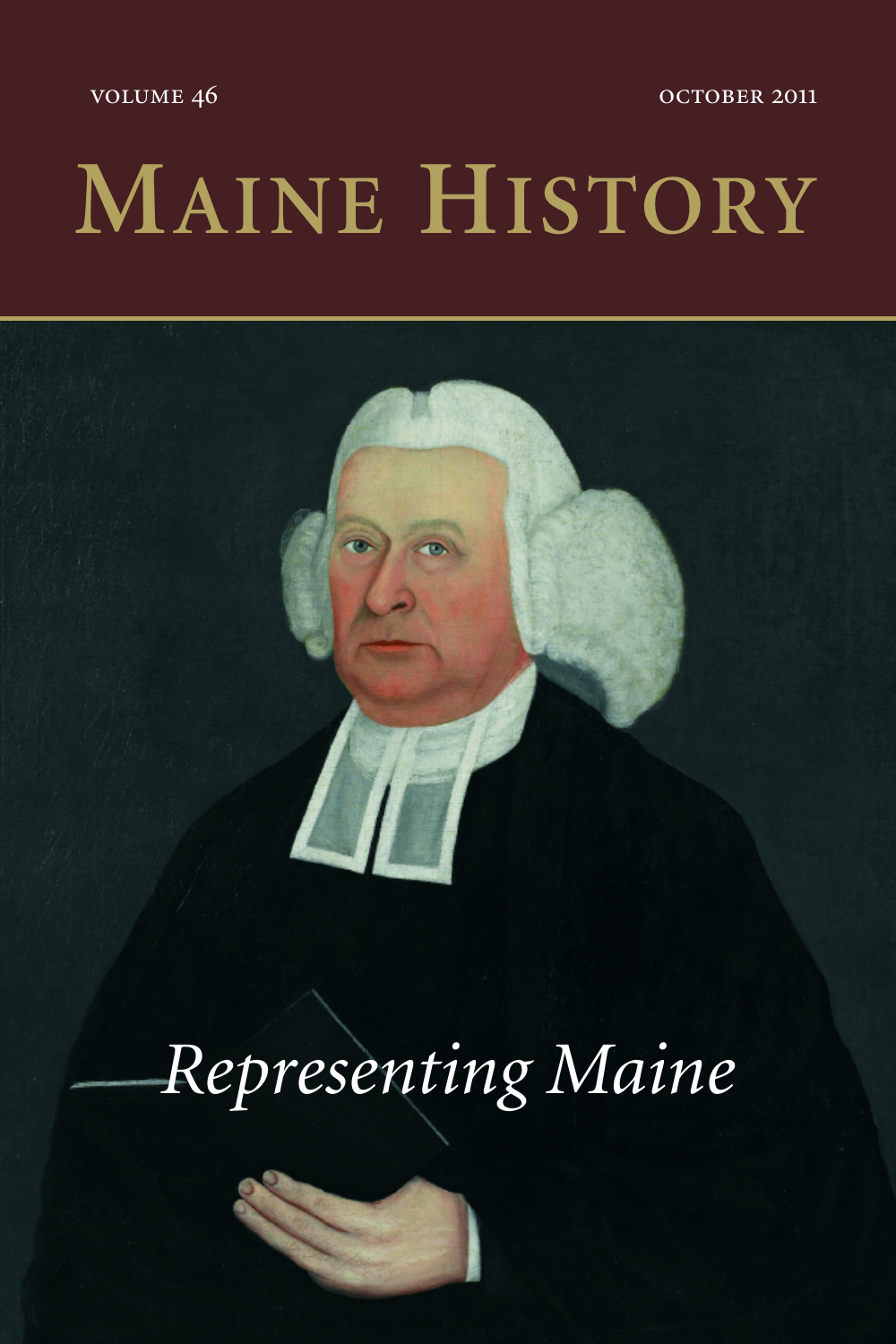VOLUME 46

OCTOBER 2011

# MAINE HISTORY

*Representing Maine*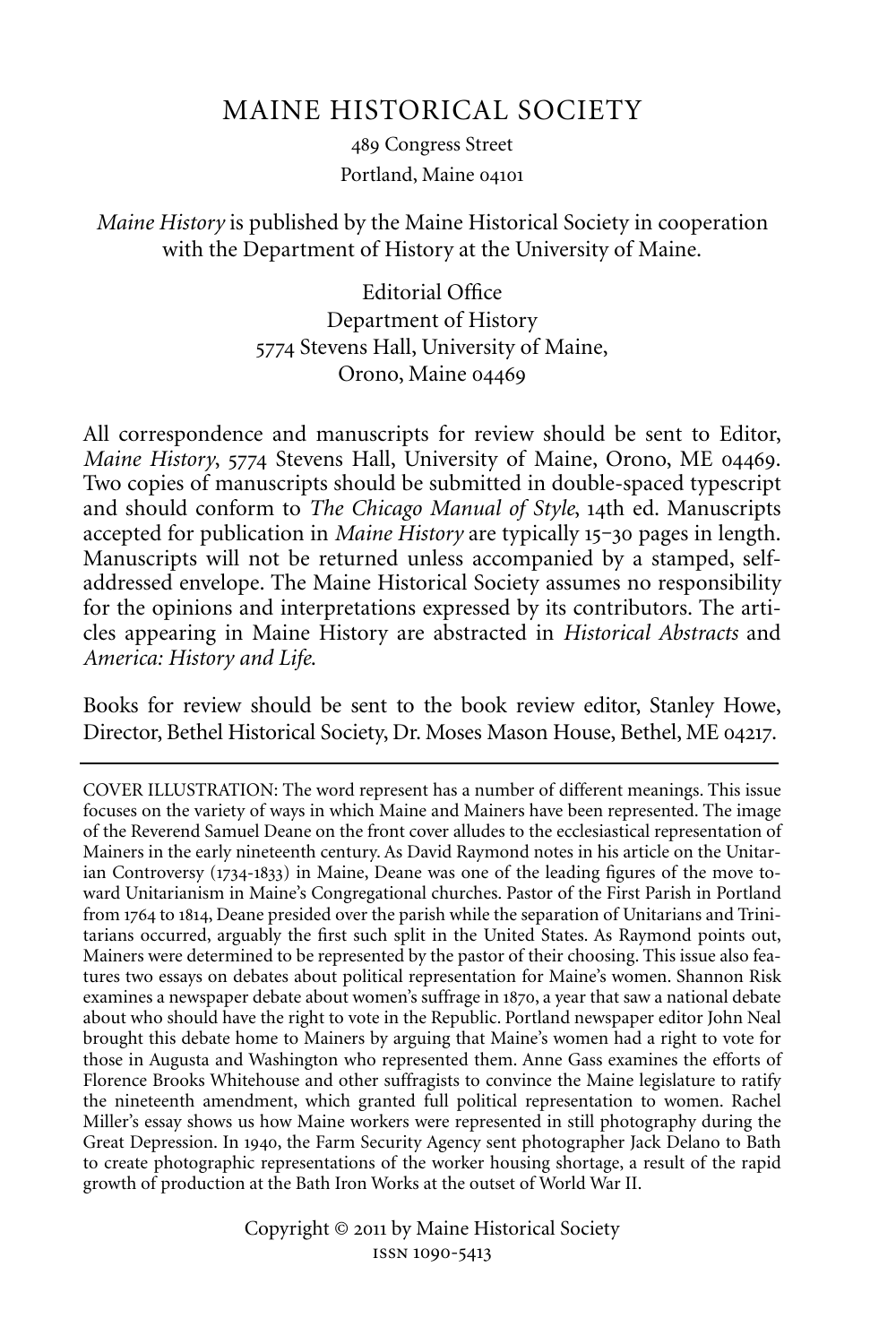# MAINE HISTORICAL SOCIETY

489 Congress Street
Portland, Maine 04101

*Maine History* is published by the Maine Historical Society in cooperation with the Department of History at the University of Maine.

Editorial Office
Department of History
5774 Stevens Hall, University of Maine,
Orono, Maine 04469

All correspondence and manuscripts for review should be sent to Editor, *Maine History*, 5774 Stevens Hall, University of Maine, Orono, ME 04469. Two copies of manuscripts should be submitted in double-spaced typescript and should conform to *The Chicago Manual of Style*, 14th ed. Manuscripts accepted for publication in *Maine History* are typically 15–30 pages in length. Manuscripts will not be returned unless accompanied by a stamped, self-addressed envelope. The Maine Historical Society assumes no responsibility for the opinions and interpretations expressed by its contributors. The articles appearing in Maine History are abstracted in *Historical Abstracts* and *America: History and Life.*

Books for review should be sent to the book review editor, Stanley Howe, Director, Bethel Historical Society, Dr. Moses Mason House, Bethel, ME 04217.

---

COVER ILLUSTRATION: The word represent has a number of different meanings. This issue focuses on the variety of ways in which Maine and Mainers have been represented. The image of the Reverend Samuel Deane on the front cover alludes to the ecclesiastical representation of Mainers in the early nineteenth century. As David Raymond notes in his article on the Unitarian Controversy (1734-1833) in Maine, Deane was one of the leading figures of the move toward Unitarianism in Maine's Congregational churches. Pastor of the First Parish in Portland from 1764 to 1814, Deane presided over the parish while the separation of Unitarians and Trinitarians occurred, arguably the first such split in the United States. As Raymond points out, Mainers were determined to be represented by the pastor of their choosing. This issue also features two essays on debates about political representation for Maine's women. Shannon Risk examines a newspaper debate about women's suffrage in 1870, a year that saw a national debate about who should have the right to vote in the Republic. Portland newspaper editor John Neal brought this debate home to Mainers by arguing that Maine's women had a right to vote for those in Augusta and Washington who represented them. Anne Gass examines the efforts of Florence Brooks Whitehouse and other suffragists to convince the Maine legislature to ratify the nineteenth amendment, which granted full political representation to women. Rachel Miller's essay shows us how Maine workers were represented in still photography during the Great Depression. In 1940, the Farm Security Agency sent photographer Jack Delano to Bath to create photographic representations of the worker housing shortage, a result of the rapid growth of production at the Bath Iron Works at the outset of World War II.

Copyright © 2011 by Maine Historical Society
ISSN 1090-5413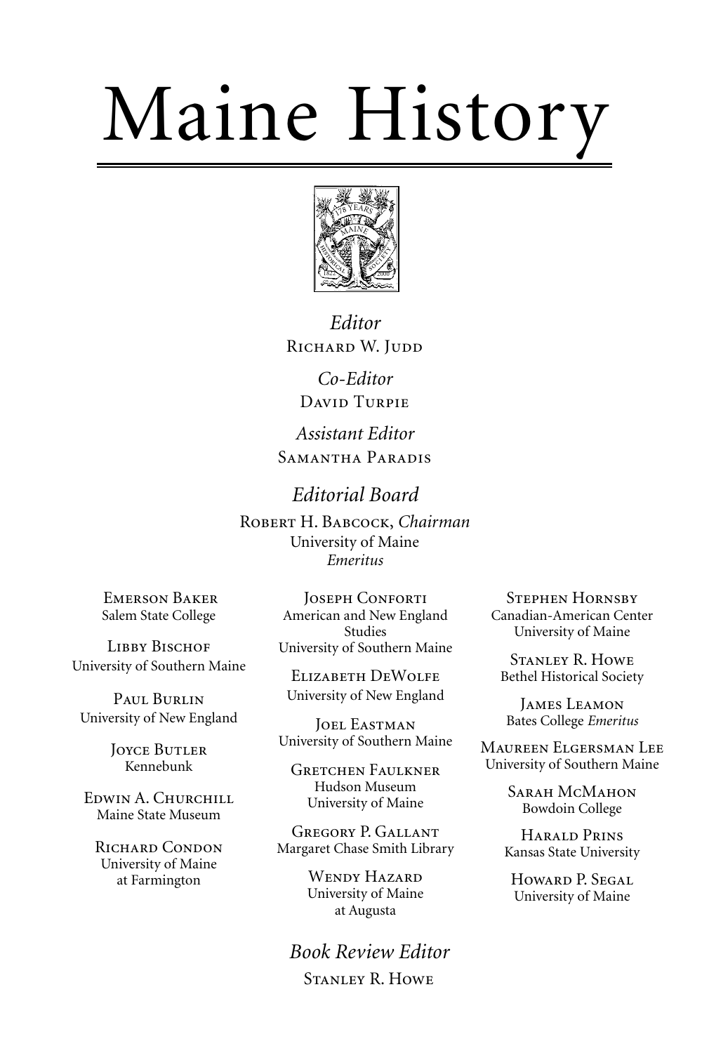# Maine History

*Editor*
Richard W. Judd

*Co-Editor*
David Turpie

*Assistant Editor*
Samantha Paradis

## *Editorial Board*

Robert H. Babcock, *Chairman*
University of Maine
*Emeritus*

Emerson Baker
Salem State College

Libby Bischof
University of Southern Maine

Paul Burlin
University of New England

Joyce Butler
Kennebunk

Edwin A. Churchill
Maine State Museum

Richard Condon
University of Maine
at Farmington

Joseph Conforti
American and New England Studies
University of Southern Maine

Elizabeth DeWolfe
University of New England

Joel Eastman
University of Southern Maine

Gretchen Faulkner
Hudson Museum
University of Maine

Gregory P. Gallant
Margaret Chase Smith Library

Wendy Hazard
University of Maine
at Augusta

Stephen Hornsby
Canadian-American Center
University of Maine

Stanley R. Howe
Bethel Historical Society

James Leamon
Bates College *Emeritus*

Maureen Elgersman Lee
University of Southern Maine

Sarah McMahon
Bowdoin College

Harald Prins
Kansas State University

Howard P. Segal
University of Maine

*Book Review Editor*
Stanley R. Howe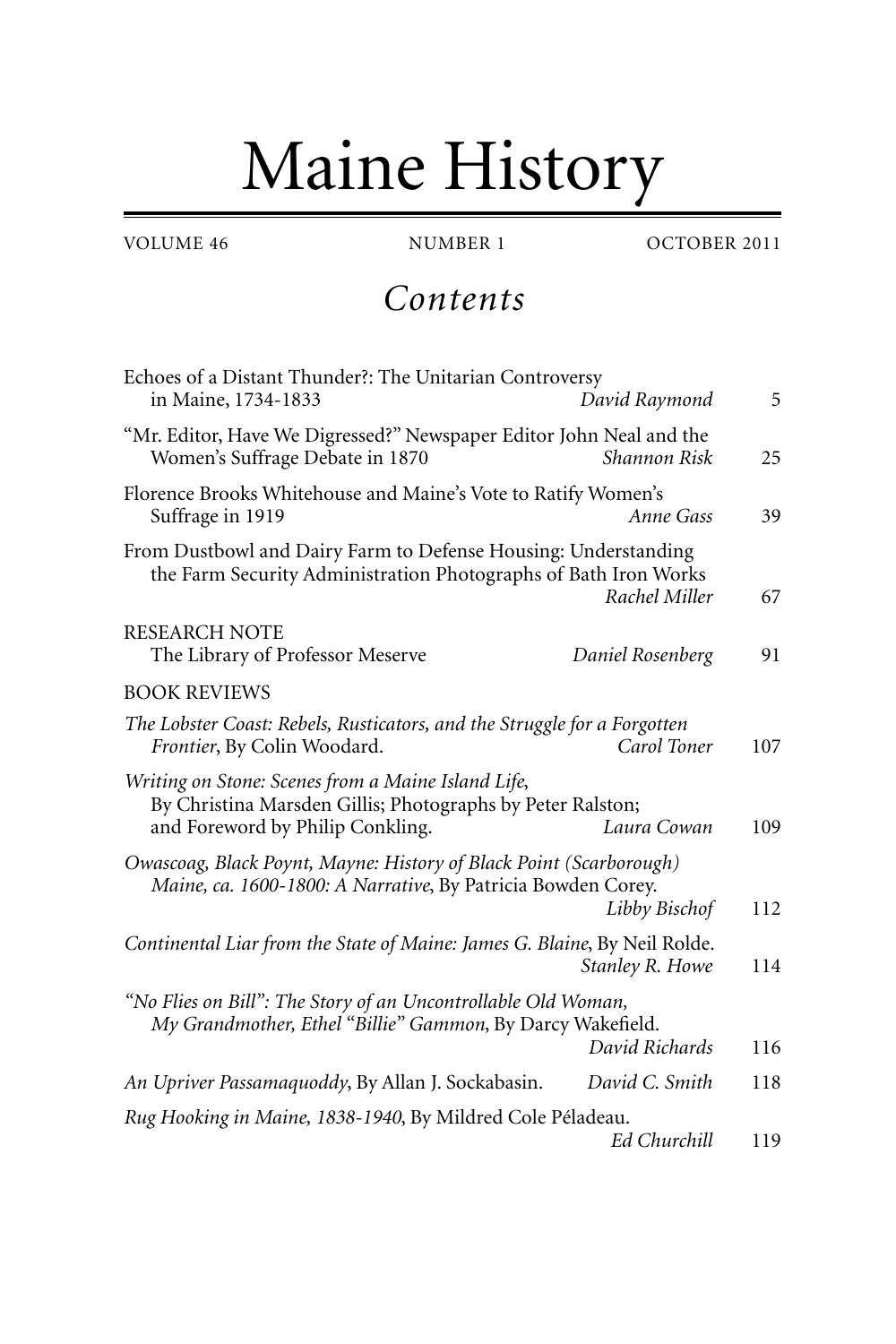# Maine History

VOLUME 46 NUMBER 1 OCTOBER 2011

## *Contents*

Echoes of a Distant Thunder?: The Unitarian Controversy in Maine, 1734-1833 — *David Raymond* 5

"Mr. Editor, Have We Digressed?" Newspaper Editor John Neal and the Women's Suffrage Debate in 1870 — *Shannon Risk* 25

Florence Brooks Whitehouse and Maine's Vote to Ratify Women's Suffrage in 1919 — *Anne Gass* 39

From Dustbowl and Dairy Farm to Defense Housing: Understanding the Farm Security Administration Photographs of Bath Iron Works — *Rachel Miller* 67

RESEARCH NOTE

The Library of Professor Meserve — *Daniel Rosenberg* 91

BOOK REVIEWS

*The Lobster Coast: Rebels, Rusticators, and the Struggle for a Forgotten Frontier*, By Colin Woodard. — *Carol Toner* 107

*Writing on Stone: Scenes from a Maine Island Life*, By Christina Marsden Gillis; Photographs by Peter Ralston; and Foreword by Philip Conkling. — *Laura Cowan* 109

*Owascoag, Black Poynt, Mayne: History of Black Point (Scarborough) Maine, ca. 1600-1800: A Narrative*, By Patricia Bowden Corey. — *Libby Bischof* 112

*Continental Liar from the State of Maine: James G. Blaine*, By Neil Rolde. — *Stanley R. Howe* 114

*"No Flies on Bill": The Story of an Uncontrollable Old Woman, My Grandmother, Ethel "Billie" Gammon*, By Darcy Wakefield. — *David Richards* 116

*An Upriver Passamaquoddy*, By Allan J. Sockabasin. — *David C. Smith* 118

*Rug Hooking in Maine, 1838-1940*, By Mildred Cole Péladeau. — *Ed Churchill* 119